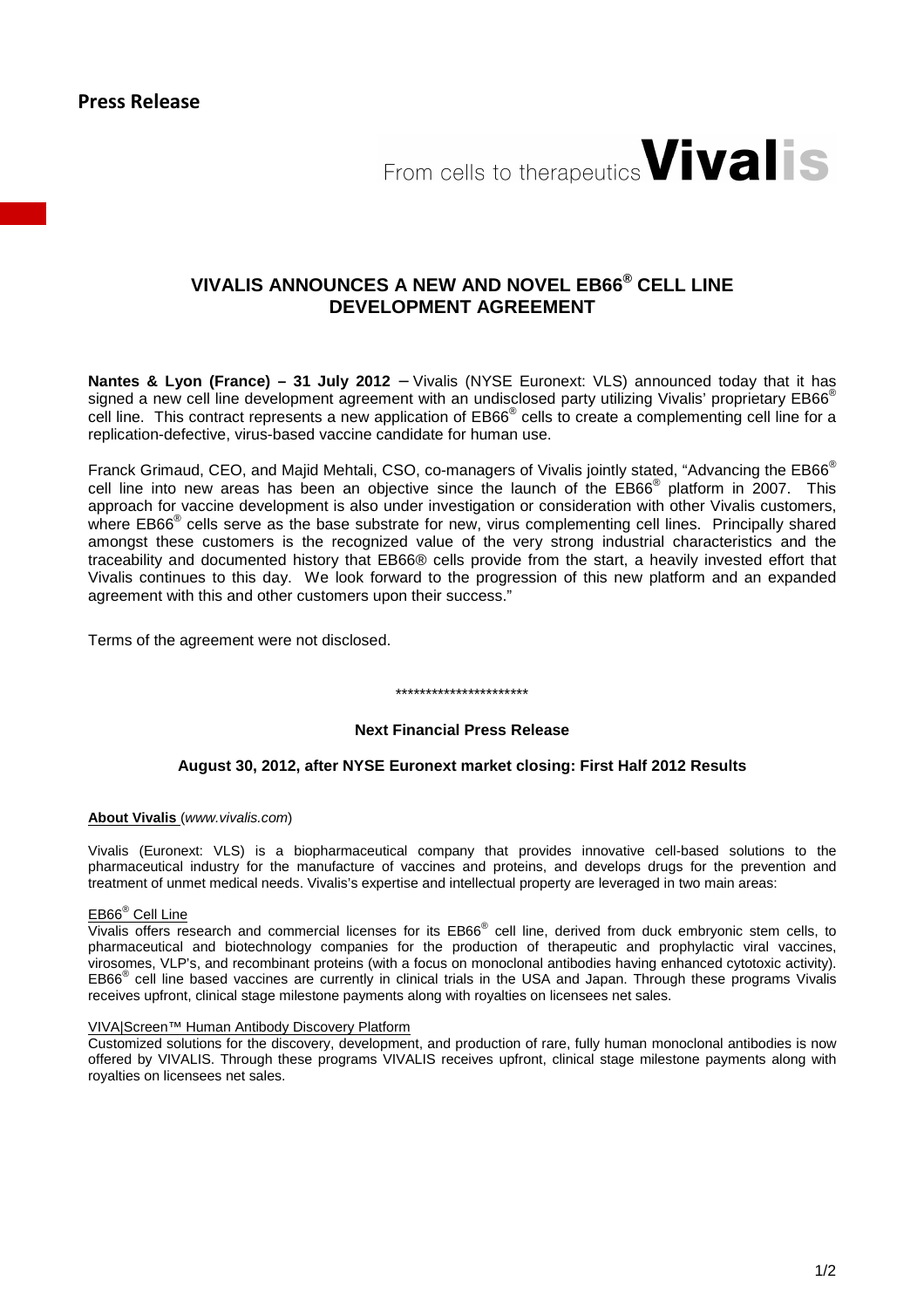**Press Release**

From cells to therapeutics **Vivalis**

# VIVALIS ANNOUNCES A NEW AND NOVEL EB66® CELL LINE DEVELOPMENT AGREEMENT

**Nantes & Lyon (France) – 31 July 2012** – Vivalis (NYSE Euronext: VLS) announced today that it has signed a new cell line development agreement with an undisclosed party utilizing Vivalis' proprietary EB66® cell line. This contract represents a new application of EB66® cells to create a complementing cell line for a replication-defective, virus-based vaccine candidate for human use.

Franck Grimaud, CEO, and Majid Mehtali, CSO, co-managers of Vivalis jointly stated, "Advancing the EB66® cell line into new areas has been an objective since the launch of the EB66® platform in 2007. This approach for vaccine development is also under investigation or consideration with other Vivalis customers, where EB66® cells serve as the base substrate for new, virus complementing cell lines. Principally shared amongst these customers is the recognized value of the very strong industrial characteristics and the traceability and documented history that EB66® cells provide from the start, a heavily invested effort that Vivalis continues to this day. We look forward to the progression of this new platform and an expanded agreement with this and other customers upon their success."

Terms of the agreement were not disclosed.

**********************

**Next Financial Press Release**

**August 30, 2012, after NYSE Euronext market closing: First Half 2012 Results**

**About Vivalis** (*www.vivalis.com*)

Vivalis (Euronext: VLS) is a biopharmaceutical company that provides innovative cell-based solutions to the pharmaceutical industry for the manufacture of vaccines and proteins, and develops drugs for the prevention and treatment of unmet medical needs. Vivalis's expertise and intellectual property are leveraged in two main areas:

EB66® Cell Line

Vivalis offers research and commercial licenses for its EB66® cell line, derived from duck embryonic stem cells, to pharmaceutical and biotechnology companies for the production of therapeutic and prophylactic viral vaccines, virosomes, VLP's, and recombinant proteins (with a focus on monoclonal antibodies having enhanced cytotoxic activity). EB66® cell line based vaccines are currently in clinical trials in the USA and Japan. Through these programs Vivalis receives upfront, clinical stage milestone payments along with royalties on licensees net sales.

VIVA|Screen™ Human Antibody Discovery Platform

Customized solutions for the discovery, development, and production of rare, fully human monoclonal antibodies is now offered by VIVALIS. Through these programs VIVALIS receives upfront, clinical stage milestone payments along with royalties on licensees net sales.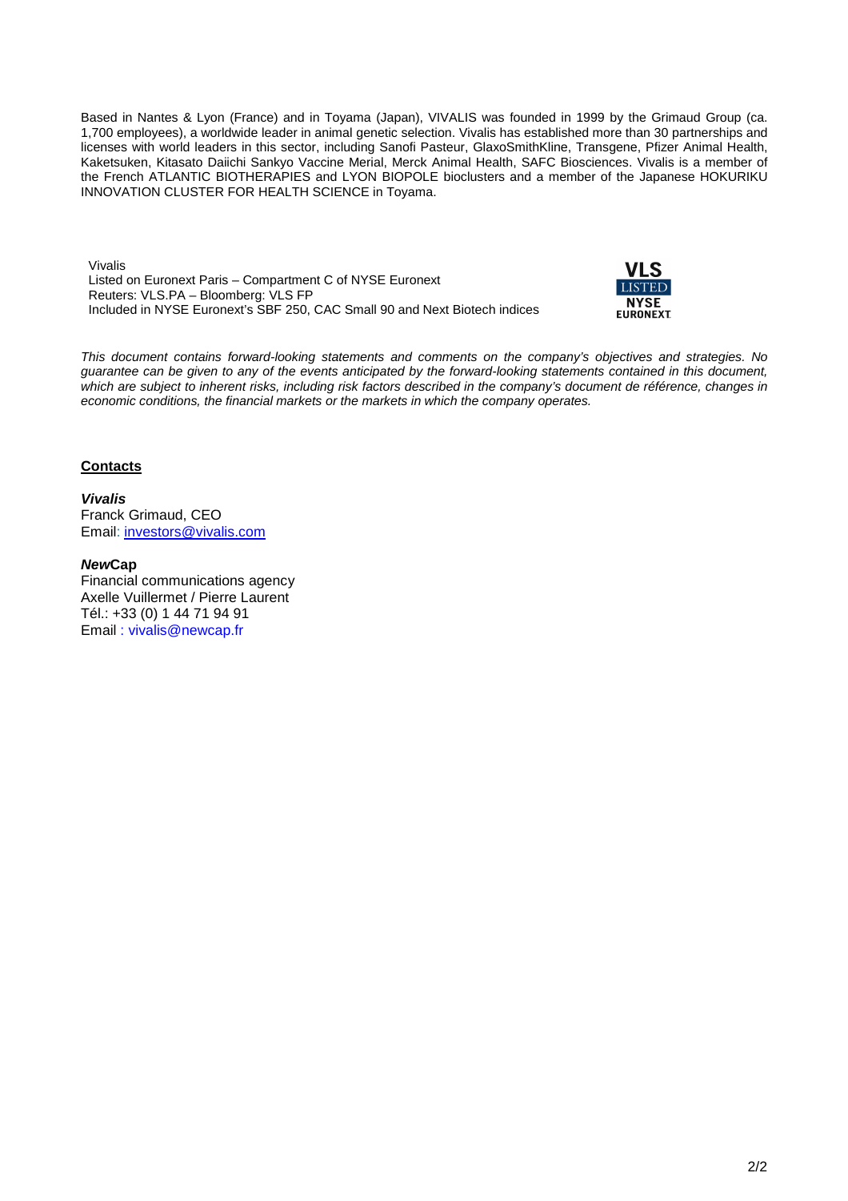Based in Nantes & Lyon (France) and in Toyama (Japan), VIVALIS was founded in 1999 by the Grimaud Group (ca. 1,700 employees), a worldwide leader in animal genetic selection. Vivalis has established more than 30 partnerships and licenses with world leaders in this sector, including Sanofi Pasteur, GlaxoSmithKline, Transgene, Pfizer Animal Health, Kaketsuken, Kitasato Daiichi Sankyo Vaccine Merial, Merck Animal Health, SAFC Biosciences. Vivalis is a member of the French ATLANTIC BIOTHERAPIES and LYON BIOPOLE bioclusters and a member of the Japanese HOKURIKU INNOVATION CLUSTER FOR HEALTH SCIENCE in Toyama.

Vivalis
Listed on Euronext Paris – Compartment C of NYSE Euronext
Reuters: VLS.PA – Bloomberg: VLS FP
Included in NYSE Euronext's SBF 250, CAC Small 90 and Next Biotech indices

VLS LISTED NYSE EURONEXT

*This document contains forward-looking statements and comments on the company's objectives and strategies. No guarantee can be given to any of the events anticipated by the forward-looking statements contained in this document, which are subject to inherent risks, including risk factors described in the company's document de référence, changes in economic conditions, the financial markets or the markets in which the company operates.*

**Contacts**

***Vivalis***
Franck Grimaud, CEO
Email: investors@vivalis.com

***New*Cap**
Financial communications agency
Axelle Vuillermet / Pierre Laurent
Tél.: +33 (0) 1 44 71 94 91
Email : vivalis@newcap.fr